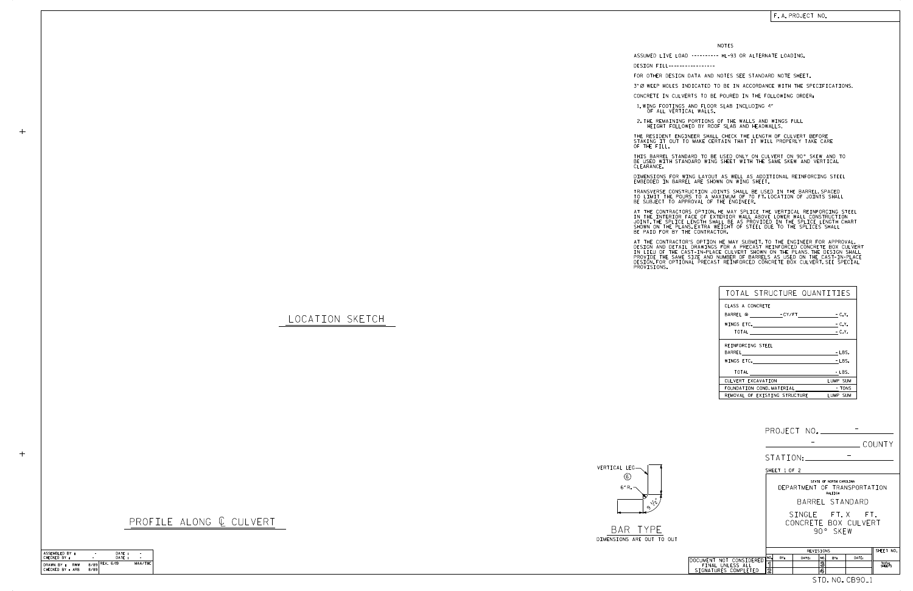F. A. PROJECT NO.

## NOTES

ASSUMED LIVE LOAD ---------- HL-93 OR ALTERNATE LOADING.

DESIGN FILL-----------------

FOR OTHER DESIGN DATA AND NOTES SEE STANDARD NOTE SHEET.

3" Ø WEEP HOLES INDICATED TO BE IN ACCORDANCE WITH THE SPECIFICATIONS.

CONCRETE IN CULVERTS TO BE POURED IN THE FOLLOWING ORDER:

1. WING FOOTINGS AND FLOOR SLAB INCLUDING 4" OF ALL VERTICAL WALLS.
2. THE REMAINING PORTIONS OF THE WALLS AND WINGS FULL HEIGHT FOLLOWED BY ROOF SLAB AND HEADWALLS.

THE RESIDENT ENGINEER SHALL CHECK THE LENGTH OF CULVERT BEFORE STAKING IT OUT TO MAKE CERTAIN THAT IT WILL PROPERLY TAKE CARE OF THE FILL.

THIS BARREL STANDARD TO BE USED ONLY ON CULVERT ON 90° SKEW AND TO BE USED WITH STANDARD WING SHEET WITH THE SAME SKEW AND VERTICAL CLEARANCE.

DIMENSIONS FOR WING LAYOUT AS WELL AS ADDITIONAL REINFORCING STEEL EMBEDDED IN BARREL ARE SHOWN ON WING SHEET.

TRANSVERSE CONSTRUCTION JOINTS SHALL BE USED IN THE BARREL, SPACED TO LIMIT THE POURS TO A MAXIMUM OF 70 FT. LOCATION OF JOINTS SHALL BE SUBJECT TO APPROVAL OF THE ENGINEER.

AT THE CONTRACTORS OPTION, HE MAY SPLICE THE VERTICAL REINFORCING STEEL IN THE INTERIOR FACE OF EXTERIOR WALL ABOVE LOWER WALL CONSTRUCTION JOINT. THE SPLICE LENGTH SHALL BE AS PROVIDED IN THE SPLICE LENGTH CHART SHOWN ON THE PLANS. EXTRA WEIGHT OF STEEL DUE TO THE SPLICES SHALL BE PAID FOR BY THE CONTRACTOR.

AT THE CONTRACTOR'S OPTION HE MAY SUBMIT, TO THE ENGINEER FOR APPROVAL, DESIGN AND DETAIL DRAWINGS FOR A PRECAST REINFORCED CONCRETE BOX CULVERT IN LIEU OF THE CAST-IN-PLACE CULVERT SHOWN ON THE PLANS. THE DESIGN SHALL PROVIDE THE SAME SIZE AND NUMBER OF BARRELS AS USED ON THE CAST-IN-PLACE DESIGN. FOR OPTIONAL PRECAST REINFORCED CONCRETE BOX CULVERT, SEE SPECIAL PROVISIONS.

| TOTAL STRUCTURE QUANTITIES | |
|---|---|
| CLASS A CONCRETE | |
| BARREL @ ______ -CY/FT | - C.Y. |
| WINGS ETC. | - C.Y. |
| TOTAL | - C.Y. |
| REINFORCING STEEL | |
| BARREL | - LBS. |
| WINGS ETC. | - LBS. |
| TOTAL | - LBS. |
| CULVERT EXCAVATION | LUMP SUM |
| FOUNDATION COND. MATERIAL | - TONS |
| REMOVAL OF EXISTING STRUCTURE | LUMP SUM |

LOCATION SKETCH

PROFILE ALONG ℄ CULVERT

VERTICAL LEG
6
6" R.
9 1/2"

BAR TYPE
DIMENSIONS ARE OUT TO OUT

PROJECT NO. -

- COUNTY

STATION: -

SHEET 1 OF 2

STATE OF NORTH CAROLINA
DEPARTMENT OF TRANSPORTATION
RALEIGH

BARREL STANDARD

SINGLE FT. X FT.
CONCRETE BOX CULVERT
90° SKEW

| ASSEMBLED BY : | - | DATE : | - |
|---|---|---|---|
| CHECKED BY : | - | DATE : | - |
| DRAWN BY : RWW 8/89 | REV. 6/19 | | MAA/THC |
| CHECKED BY : ARB 8/89 | | | |

DOCUMENT NOT CONSIDERED FINAL UNLESS ALL SIGNATURES COMPLETED

| REVISIONS | | | | | | SHEET NO. |
|---|---|---|---|---|---|---|
| NO. | BY: | DATE: | NO. | BY: | DATE: | |
| 1 | | | 3 | | | TOTAL SHEETS |
| 2 | | | 4 | | | |

STD. NO. CB90_1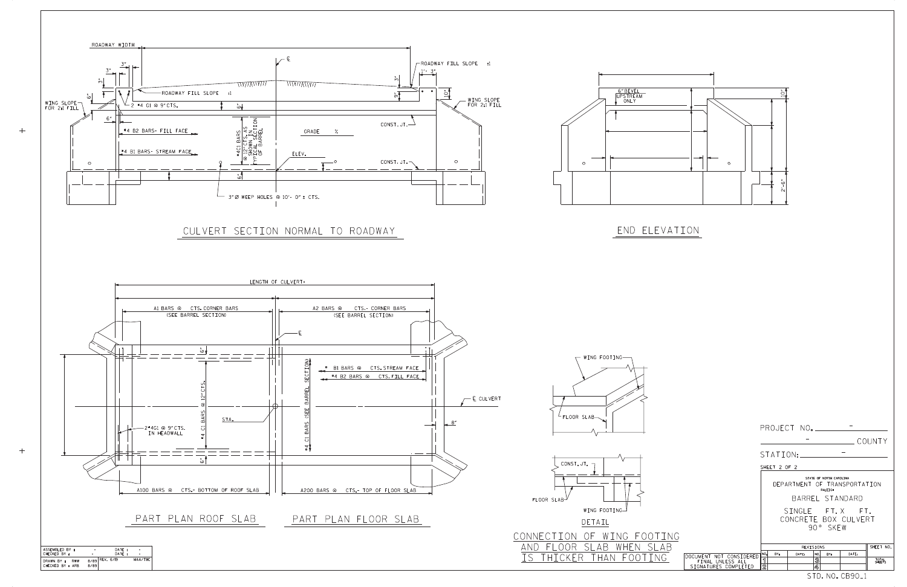## CULVERT SECTION NORMAL TO ROADWAY

ROADWAY WIDTH

℄

3"
3"
3"
6"
6"
6"
9"
10"
1'- 3"

ROADWAY FILL SLOPE :1

ROADWAY FILL SLOPE :1

WING SLOPE FOR 2:1 FILL

WING SLOPE FOR 2:1 FILL

2 #4 G1 @ 9" CTS.

#4 B2 BARS- FILL FACE

#4 B1 BARS- STREAM FACE

#4C1 BARS @ 12" CTS. AS SHOWN IN TYPICAL SECTION OF BARREL

GRADE %

CONST. JT.

CONST. JT.

ELEV.

3" Ø WEEP HOLES @ 10'- 0" ± CTS.

## END ELEVATION

6" BEVEL UPSTREAM ONLY

10"

2'-6"

## PART PLAN ROOF SLAB

## PART PLAN FLOOR SLAB

LENGTH OF CULVERT:

A1 BARS @ CTS. CORNER BARS (SEE BARREL SECTION)

A2 BARS @ CTS.- CORNER BARS (SEE BARREL SECTION)

℄

B1 BARS @ CTS. STREAM FACE

#4 B2 BARS @ CTS. FILL FACE

#4 C1 BARS (SEE BARREL SECTION)

#4 C1 BARS @ 12" CTS.

℄ CULVERT

6"

6"

8"

2#4G1 @ 9" CTS. IN HEADWALL

STA.

A100 BARS @ CTS.- BOTTOM OF ROOF SLAB

A200 BARS @ CTS.- TOP OF FLOOR SLAB

## DETAIL

## CONNECTION OF WING FOOTING AND FLOOR SLAB WHEN SLAB IS THICKER THAN FOOTING

WING FOOTING

FLOOR SLAB

CONST. JT.

FLOOR SLAB

WING FOOTING

PROJECT NO. -

- COUNTY

STATION: -

SHEET 2 OF 2

STATE OF NORTH CAROLINA
DEPARTMENT OF TRANSPORTATION
RALEIGH

BARREL STANDARD

SINGLE FT. X FT.
CONCRETE BOX CULVERT
90° SKEW

| REVISIONS | | | | | | SHEET NO. |
|---|---|---|---|---|---|---|
| NO. | BY: | DATE: | NO. | BY: | DATE: | |
| 1 | | | 3 | | | TOTAL SHEETS |
| 2 | | | 4 | | | |

DOCUMENT NOT CONSIDERED FINAL UNLESS ALL SIGNATURES COMPLETED

| | | | |
|---|---|---|---|
| ASSEMBLED BY : | - | DATE : | - |
| CHECKED BY : | - | DATE : | - |
| DRAWN BY : RWW | 8/89 | REV. 6/19 | MAA/THC |
| CHECKED BY : ARB | 8/89 | | |

STD. NO. CB90_1